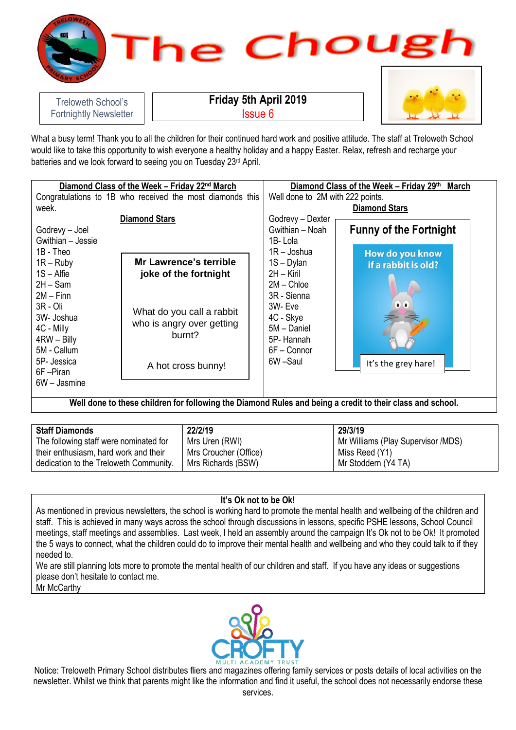# The Chough

Treloweth School's Fortnightly Newsletter

**Friday 5th April 2019**

Issue 6

What a busy term! Thank you to all the children for their continued hard work and positive attitude. The staff at Treloweth School would like to take this opportunity to wish everyone a healthy holiday and a happy Easter. Relax, refresh and recharge your batteries and we look forward to seeing you on Tuesday 23rd April.

## Diamond Class of the Week – Friday 22nd March

Congratulations to 1B who received the most diamonds this week.

**Diamond Stars**

- Godrevy – Joel
- Gwithian – Jessie
- 1B - Theo
- 1R – Ruby
- 1S – Alfie
- 2H – Sam
- 2M – Finn
- 3R - Oli
- 3W- Joshua
- 4C - Milly
- 4RW – Billy
- 5M - Callum
- 5P- Jessica
- 6F –Piran
- 6W – Jasmine

**Mr Lawrence's terrible joke of the fortnight**

What do you call a rabbit who is angry over getting burnt?

A hot cross bunny!

## Diamond Class of the Week – Friday 29th March

Well done to 2M with 222 points.

**Diamond Stars**

- Godrevy – Dexter
- Gwithian – Noah
- 1B- Lola
- 1R – Joshua
- 1S – Dylan
- 2H – Kiril
- 2M – Chloe
- 3R - Sienna
- 3W- Eve
- 4C - Skye
- 5M – Daniel
- 5P- Hannah
- 6F – Connor
- 6W –Saul

**Funny of the Fortnight**

How do you know if a rabbit is old?

It's the grey hare!

**Well done to these children for following the Diamond Rules and being a credit to their class and school.**

| **Staff Diamonds** | **22/2/19** | **29/3/19** |
| --- | --- | --- |
| The following staff were nominated for their enthusiasm, hard work and their dedication to the Treloweth Community. | Mrs Uren (RWI)<br>Mrs Croucher (Office)<br>Mrs Richards (BSW) | Mr Williams (Play Supervisor /MDS)<br>Miss Reed (Y1)<br>Mr Stoddern (Y4 TA) |

## It's Ok not to be Ok!

As mentioned in previous newsletters, the school is working hard to promote the mental health and wellbeing of the children and staff. This is achieved in many ways across the school through discussions in lessons, specific PSHE lessons, School Council meetings, staff meetings and assemblies. Last week, I held an assembly around the campaign It's Ok not to be Ok! It promoted the 5 ways to connect, what the children could do to improve their mental health and wellbeing and who they could talk to if they needed to.

We are still planning lots more to promote the mental health of our children and staff. If you have any ideas or suggestions please don't hesitate to contact me.

Mr McCarthy

CROFTY MULTI ACADEMY TRUST

Notice: Treloweth Primary School distributes fliers and magazines offering family services or posts details of local activities on the newsletter. Whilst we think that parents might like the information and find it useful, the school does not necessarily endorse these services.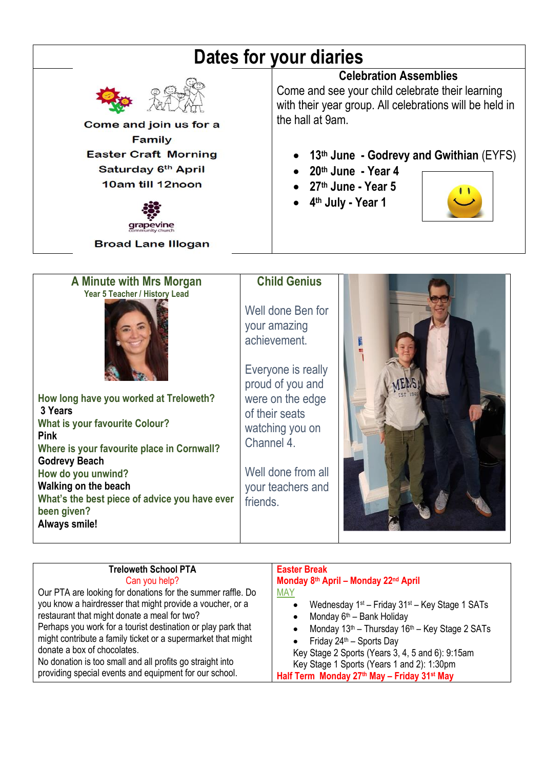# Dates for your diaries

Come and join us for a Family Easter Craft Morning
Saturday 6th April
10am till 12noon

grapevine community church
Broad Lane Illogan

## Celebration Assemblies

Come and see your child celebrate their learning with their year group. All celebrations will be held in the hall at 9am.

- **13th June - Godrevy and Gwithian** (EYFS)
- **20th June - Year 4**
- **27th June - Year 5**
- **4th July - Year 1**

## A Minute with Mrs Morgan

Year 5 Teacher / History Lead

How long have you worked at Treloweth?
**3 Years**

What is your favourite Colour?
**Pink**

Where is your favourite place in Cornwall?
**Godrevy Beach**

How do you unwind?
**Walking on the beach**

What's the best piece of advice you have ever been given?
**Always smile!**

## Child Genius

Well done Ben for your amazing achievement.

Everyone is really proud of you and were on the edge of their seats watching you on Channel 4.

Well done from all your teachers and friends.

## Treloweth School PTA

Can you help?

Our PTA are looking for donations for the summer raffle. Do you know a hairdresser that might provide a voucher, or a restaurant that might donate a meal for two?

Perhaps you work for a tourist destination or play park that might contribute a family ticket or a supermarket that might donate a box of chocolates.

No donation is too small and all profits go straight into providing special events and equipment for our school.

## Easter Break

**Monday 8th April – Monday 22nd April**

MAY

- Wednesday 1st – Friday 31st – Key Stage 1 SATs
- Monday 6th – Bank Holiday
- Monday 13th – Thursday 16th – Key Stage 2 SATs
- Friday 24th – Sports Day

Key Stage 2 Sports (Years 3, 4, 5 and 6): 9:15am
Key Stage 1 Sports (Years 1 and 2): 1:30pm

**Half Term Monday 27th May – Friday 31st May**